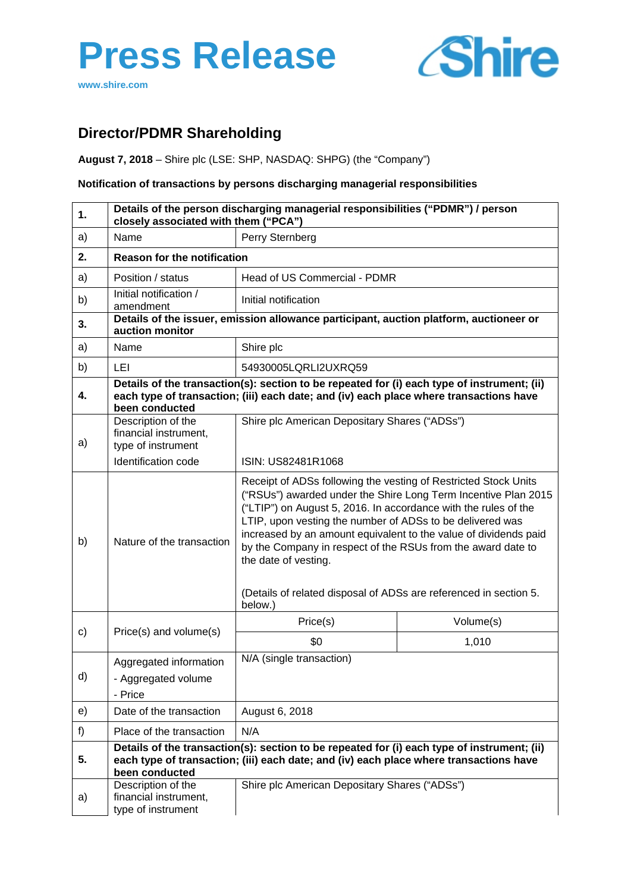# Press Release

www.shire.com

## Director/PDMR Shareholding

**August 7, 2018** – Shire plc (LSE: SHP, NASDAQ: SHPG) (the "Company")

**Notification of transactions by persons discharging managerial responsibilities**

| | | | |
|---|---|---|---|
| **1.** | **Details of the person discharging managerial responsibilities ("PDMR") / person closely associated with them ("PCA")** | | |
| a) | Name | Perry Sternberg | |
| **2.** | **Reason for the notification** | | |
| a) | Position / status | Head of US Commercial - PDMR | |
| b) | Initial notification / amendment | Initial notification | |
| **3.** | **Details of the issuer, emission allowance participant, auction platform, auctioneer or auction monitor** | | |
| a) | Name | Shire plc | |
| b) | LEI | 54930005LQRLI2UXRQ59 | |
| **4.** | **Details of the transaction(s): section to be repeated for (i) each type of instrument; (ii) each type of transaction; (iii) each date; and (iv) each place where transactions have been conducted** | | |
| a) | Description of the financial instrument, type of instrument<br>Identification code | Shire plc American Depositary Shares ("ADSs")<br>ISIN: US82481R1068 | |
| b) | Nature of the transaction | Receipt of ADSs following the vesting of Restricted Stock Units ("RSUs") awarded under the Shire Long Term Incentive Plan 2015 ("LTIP") on August 5, 2016. In accordance with the rules of the LTIP, upon vesting the number of ADSs to be delivered was increased by an amount equivalent to the value of dividends paid by the Company in respect of the RSUs from the award date to the date of vesting.<br><br>(Details of related disposal of ADSs are referenced in section 5. below.) | |
| c) | Price(s) and volume(s) | Price(s) | Volume(s) |
| | | $0 | 1,010 |
| d) | Aggregated information<br>- Aggregated volume<br>- Price | N/A (single transaction) | |
| e) | Date of the transaction | August 6, 2018 | |
| f) | Place of the transaction | N/A | |
| **5.** | **Details of the transaction(s): section to be repeated for (i) each type of instrument; (ii) each type of transaction; (iii) each date; and (iv) each place where transactions have been conducted** | | |
| a) | Description of the financial instrument, type of instrument | Shire plc American Depositary Shares ("ADSs") | |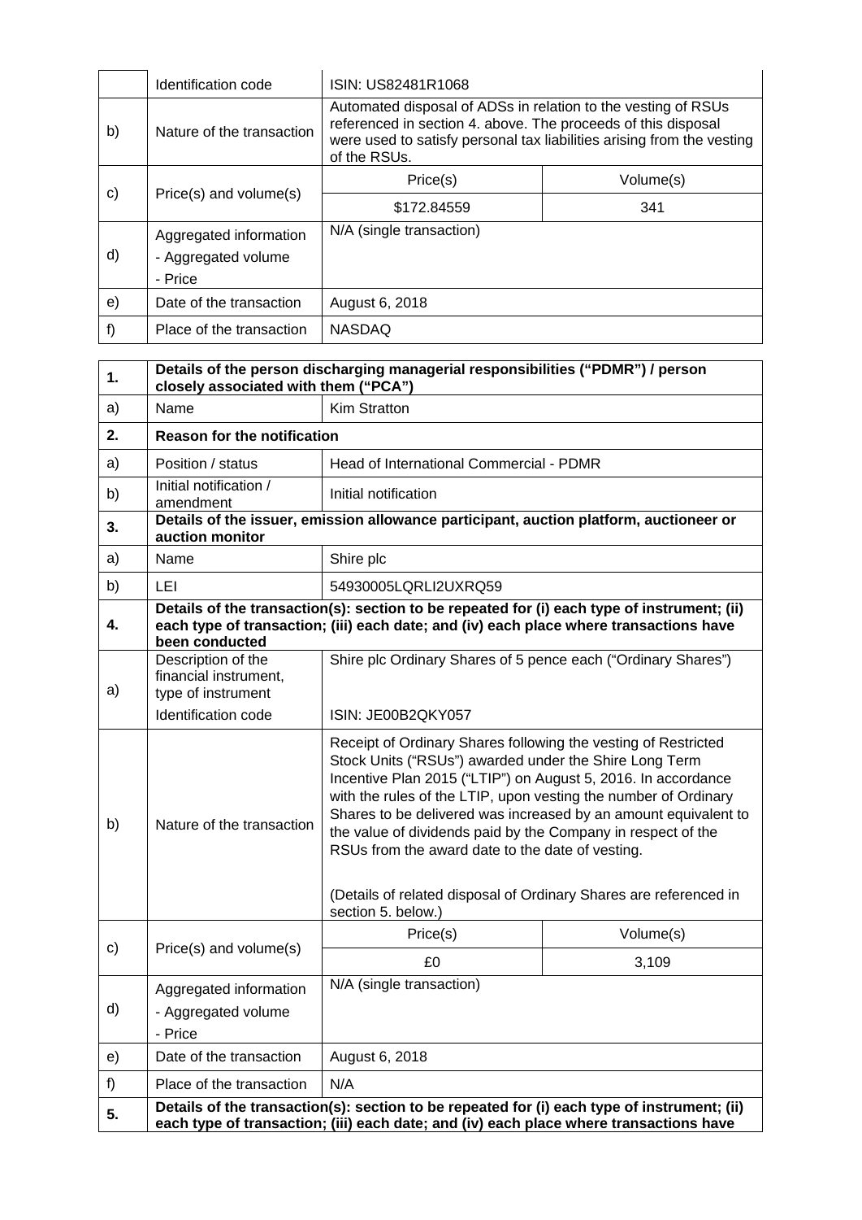|  |  |  |  |
|---|---|---|---|
|  | Identification code | ISIN: US82481R1068 |  |
| b) | Nature of the transaction | Automated disposal of ADSs in relation to the vesting of RSUs referenced in section 4. above. The proceeds of this disposal were used to satisfy personal tax liabilities arising from the vesting of the RSUs. |  |
| c) | Price(s) and volume(s) | Price(s) | Volume(s) |
|  |  | $172.84559 | 341 |
| d) | Aggregated information<br>- Aggregated volume<br>- Price | N/A (single transaction) |  |
| e) | Date of the transaction | August 6, 2018 |  |
| f) | Place of the transaction | NASDAQ |  |

|  |  |  |  |
|---|---|---|---|
| **1.** | **Details of the person discharging managerial responsibilities ("PDMR") / person closely associated with them ("PCA")** |  |  |
| a) | Name | Kim Stratton |  |
| **2.** | **Reason for the notification** |  |  |
| a) | Position / status | Head of International Commercial - PDMR |  |
| b) | Initial notification / amendment | Initial notification |  |
| **3.** | **Details of the issuer, emission allowance participant, auction platform, auctioneer or auction monitor** |  |  |
| a) | Name | Shire plc |  |
| b) | LEI | 54930005LQRLI2UXRQ59 |  |
| **4.** | **Details of the transaction(s): section to be repeated for (i) each type of instrument; (ii) each type of transaction; (iii) each date; and (iv) each place where transactions have been conducted** |  |  |
| a) | Description of the financial instrument, type of instrument<br>Identification code | Shire plc Ordinary Shares of 5 pence each ("Ordinary Shares")<br>ISIN: JE00B2QKY057 |  |
| b) | Nature of the transaction | Receipt of Ordinary Shares following the vesting of Restricted Stock Units ("RSUs") awarded under the Shire Long Term Incentive Plan 2015 ("LTIP") on August 5, 2016. In accordance with the rules of the LTIP, upon vesting the number of Ordinary Shares to be delivered was increased by an amount equivalent to the value of dividends paid by the Company in respect of the RSUs from the award date to the date of vesting.<br><br>(Details of related disposal of Ordinary Shares are referenced in section 5. below.) |  |
| c) | Price(s) and volume(s) | Price(s) | Volume(s) |
|  |  | £0 | 3,109 |
| d) | Aggregated information<br>- Aggregated volume<br>- Price | N/A (single transaction) |  |
| e) | Date of the transaction | August 6, 2018 |  |
| f) | Place of the transaction | N/A |  |
| **5.** | **Details of the transaction(s): section to be repeated for (i) each type of instrument; (ii) each type of transaction; (iii) each date; and (iv) each place where transactions have** |  |  |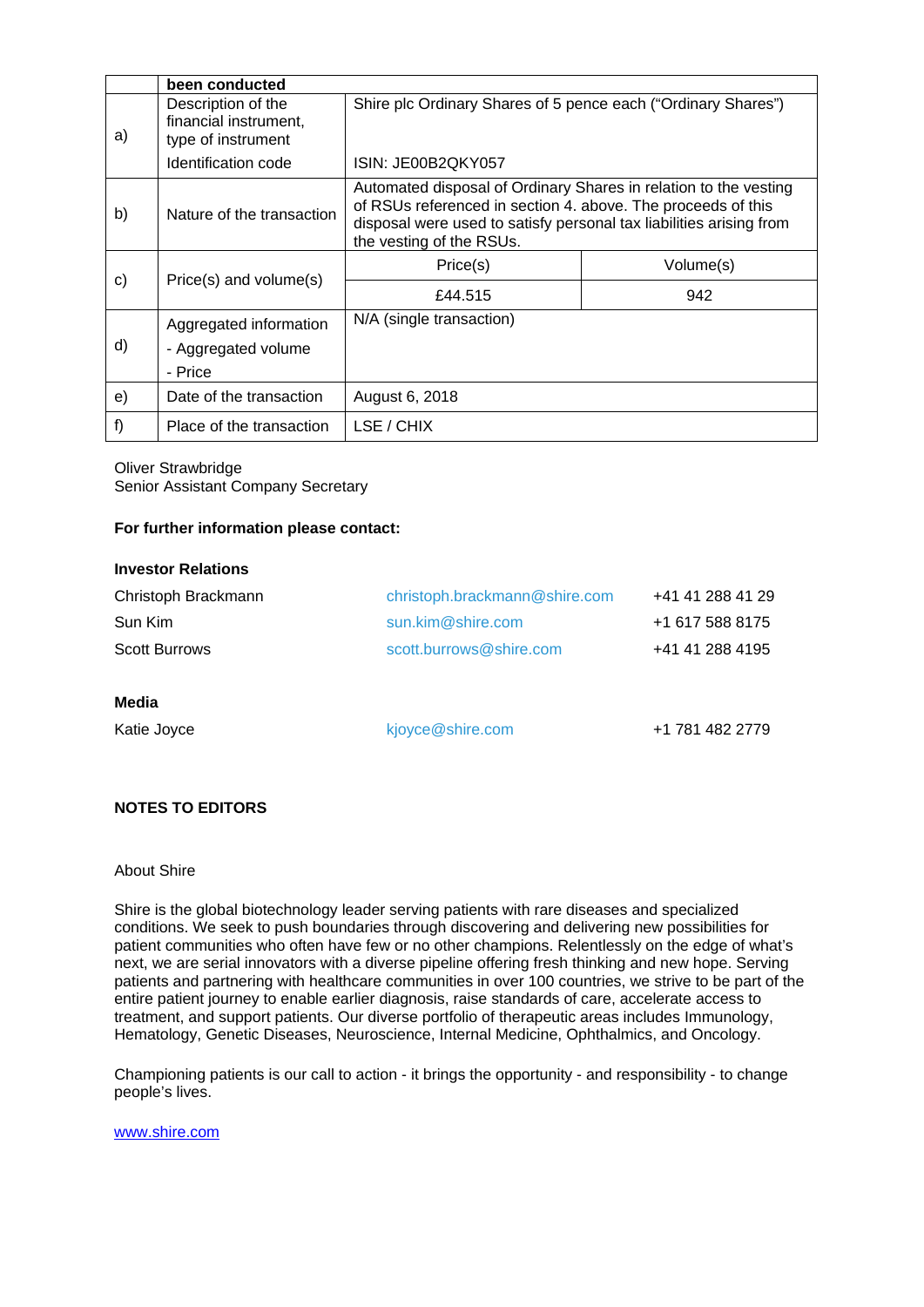| | been conducted | | |
|---|---|---|---|
| a) | Description of the financial instrument, type of instrument<br>Identification code | Shire plc Ordinary Shares of 5 pence each ("Ordinary Shares")<br>ISIN: JE00B2QKY057 | |
| b) | Nature of the transaction | Automated disposal of Ordinary Shares in relation to the vesting of RSUs referenced in section 4. above. The proceeds of this disposal were used to satisfy personal tax liabilities arising from the vesting of the RSUs. | |
| c) | Price(s) and volume(s) | Price(s) | Volume(s) |
| | | £44.515 | 942 |
| d) | Aggregated information<br>- Aggregated volume<br>- Price | N/A (single transaction) | |
| e) | Date of the transaction | August 6, 2018 | |
| f) | Place of the transaction | LSE / CHIX | |

Oliver Strawbridge
Senior Assistant Company Secretary

**For further information please contact:**

**Investor Relations**

| | | |
|---|---|---|
| Christoph Brackmann | christoph.brackmann@shire.com | +41 41 288 41 29 |
| Sun Kim | sun.kim@shire.com | +1 617 588 8175 |
| Scott Burrows | scott.burrows@shire.com | +41 41 288 4195 |

**Media**

| | | |
|---|---|---|
| Katie Joyce | kjoyce@shire.com | +1 781 482 2779 |

**NOTES TO EDITORS**

About Shire

Shire is the global biotechnology leader serving patients with rare diseases and specialized conditions. We seek to push boundaries through discovering and delivering new possibilities for patient communities who often have few or no other champions. Relentlessly on the edge of what's next, we are serial innovators with a diverse pipeline offering fresh thinking and new hope. Serving patients and partnering with healthcare communities in over 100 countries, we strive to be part of the entire patient journey to enable earlier diagnosis, raise standards of care, accelerate access to treatment, and support patients. Our diverse portfolio of therapeutic areas includes Immunology, Hematology, Genetic Diseases, Neuroscience, Internal Medicine, Ophthalmics, and Oncology.

Championing patients is our call to action - it brings the opportunity - and responsibility - to change people's lives.

www.shire.com